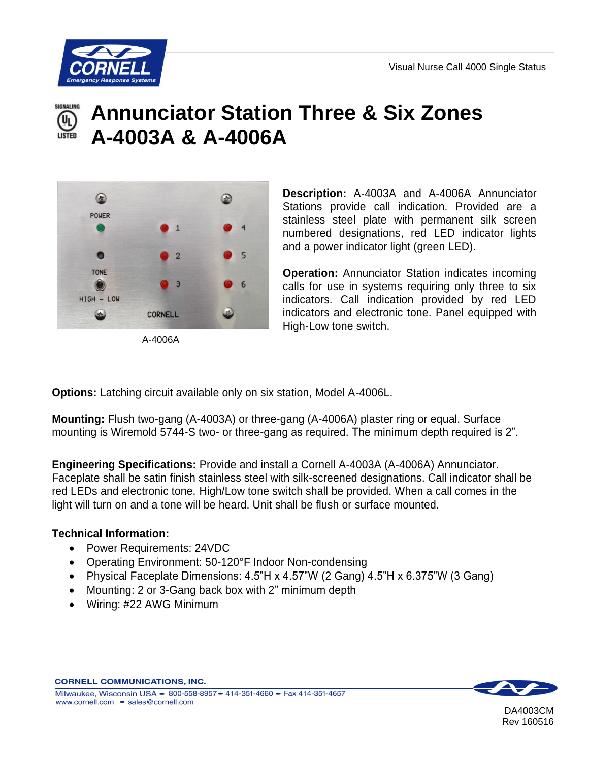Visual Nurse Call 4000 Single Status

# Annunciator Station Three & Six Zones A-4003A & A-4006A

A-4006A

**Description:** A-4003A and A-4006A Annunciator Stations provide call indication. Provided are a stainless steel plate with permanent silk screen numbered designations, red LED indicator lights and a power indicator light (green LED).

**Operation:** Annunciator Station indicates incoming calls for use in systems requiring only three to six indicators. Call indication provided by red LED indicators and electronic tone. Panel equipped with High-Low tone switch.

**Options:** Latching circuit available only on six station, Model A-4006L.

**Mounting:** Flush two-gang (A-4003A) or three-gang (A-4006A) plaster ring or equal. Surface mounting is Wiremold 5744-S two- or three-gang as required. The minimum depth required is 2".

**Engineering Specifications:** Provide and install a Cornell A-4003A (A-4006A) Annunciator. Faceplate shall be satin finish stainless steel with silk-screened designations. Call indicator shall be red LEDs and electronic tone. High/Low tone switch shall be provided. When a call comes in the light will turn on and a tone will be heard. Unit shall be flush or surface mounted.

**Technical Information:**

- Power Requirements: 24VDC
- Operating Environment: 50-120°F Indoor Non-condensing
- Physical Faceplate Dimensions: 4.5"H x 4.57"W (2 Gang) 4.5"H x 6.375"W (3 Gang)
- Mounting: 2 or 3-Gang back box with 2" minimum depth
- Wiring: #22 AWG Minimum

CORNELL COMMUNICATIONS, INC.
Milwaukee, Wisconsin USA • 800-558-8957 • 414-351-4660 • Fax 414-351-4657
www.cornell.com • sales@cornell.com

DA4003CM
Rev 160516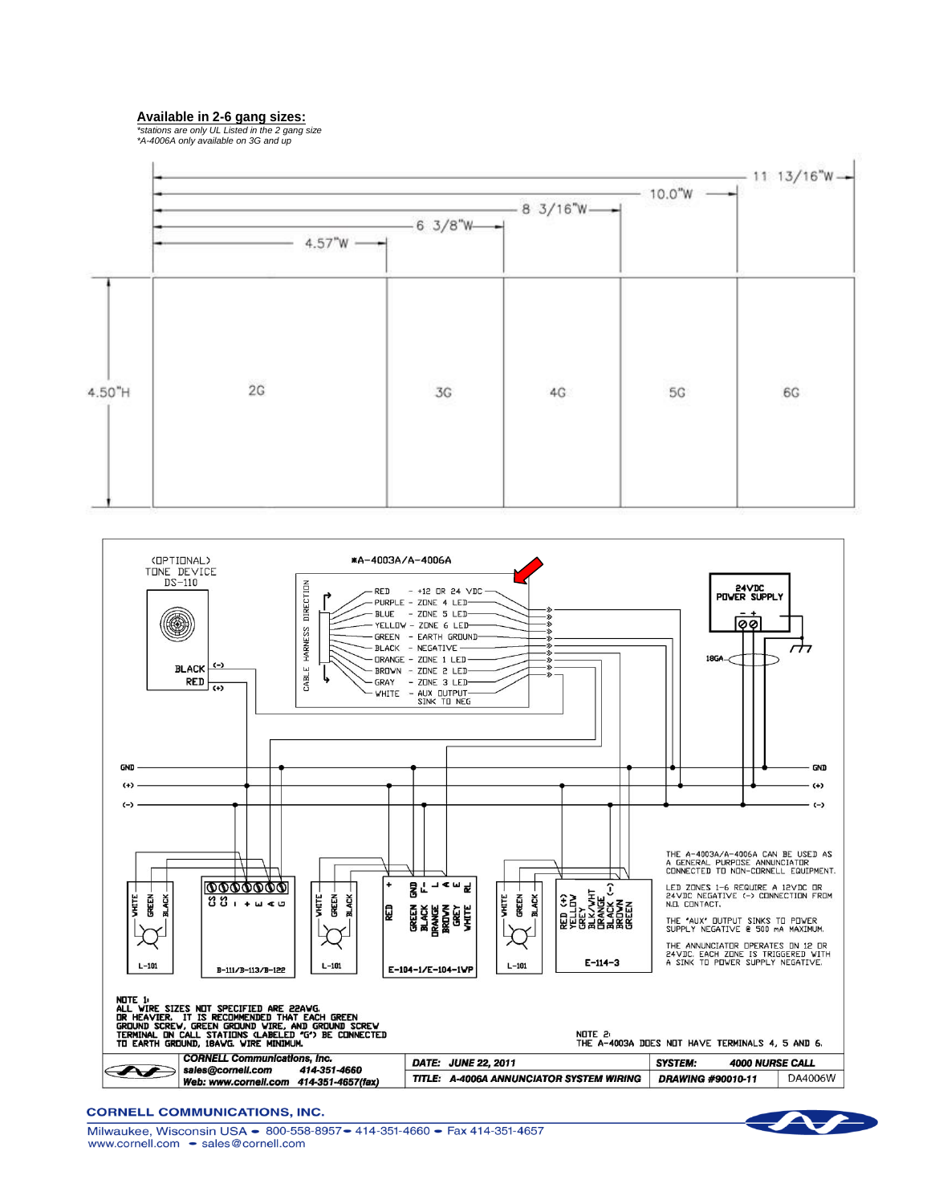## Available in 2-6 gang sizes:

*\*stations are only UL Listed in the 2 gang size*
*\*A-4006A only available on 3G and up*

11 13/16"W
10.0"W
8 3/16"W
6 3/8"W
4.57"W
4.50"H

2G 3G 4G 5G 6G

(OPTIONAL) TONE DEVICE DS-110

BLACK (-)
RED (+)

*A-4003A/A-4006A

CABLE HARNESS DIRECTION

RED - +12 OR 24 VDC
PURPLE - ZONE 4 LED
BLUE - ZONE 5 LED
YELLOW - ZONE 6 LED
GREEN - EARTH GROUND
BLACK - NEGATIVE
ORANGE - ZONE 1 LED
BROWN - ZONE 2 LED
GRAY - ZONE 3 LED
WHITE - AUX OUTPUT SINK TO NEG

24VDC POWER SUPPLY

18GA

GND
(+)
(-)

L-101
B-111/B-113/B-122
L-101
E-104-1/E-104-1WP
L-101
E-114-3

THE A-4003A/A-4006A CAN BE USED AS A GENERAL PURPOSE ANNUNCIATOR CONNECTED TO NON-CORNELL EQUIPMENT.

LED ZONES 1-6 REQUIRE A 12VDC OR 24VDC NEGATIVE (-) CONNECTION FROM N.O. CONTACT.

THE "AUX" OUTPUT SINKS TO POWER SUPPLY NEGATIVE @ 500 mA MAXIMUM.

THE ANNUNCIATOR OPERATES ON 12 OR 24VDC. EACH ZONE IS TRIGGERED WITH A SINK TO POWER SUPPLY NEGATIVE.

NOTE 1:
ALL WIRE SIZES NOT SPECIFIED ARE 22AWG. OR HEAVIER. IT IS RECOMMENDED THAT EACH GREEN GROUND SCREW, GREEN GROUND WIRE, AND GROUND SCREW TERMINAL ON CALL STATIONS (LABELED "G") BE CONNECTED TO EARTH GROUND, 18AWG. WIRE MINIMUM.

NOTE 2:
THE A-4003A DOES NOT HAVE TERMINALS 4, 5 AND 6.

| | | | |
|---|---|---|---|
| **CORNELL Communications, Inc.** sales@cornell.com 414-351-4660 Web: www.cornell.com 414-351-4657(fax) | **DATE: JUNE 22, 2011** | **SYSTEM: 4000 NURSE CALL** | |
| | **TITLE: A-4006A ANNUNCIATOR SYSTEM WIRING** | **DRAWING #90010-11** | DA4006W |

**CORNELL COMMUNICATIONS, INC.**
Milwaukee, Wisconsin USA • 800-558-8957 • 414-351-4660 • Fax 414-351-4657
www.cornell.com • sales@cornell.com